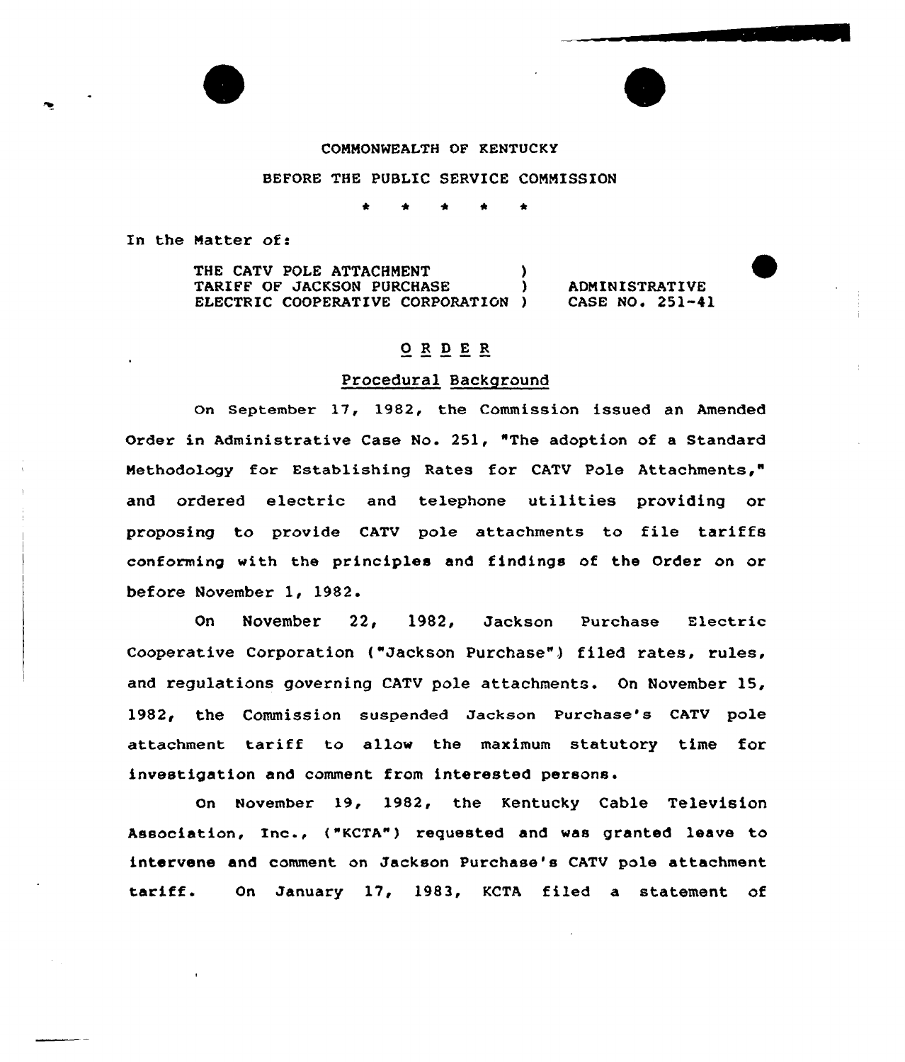COMMONWEALTH OF KENTUCKY

BEFORE THE PUBLIC SERVICE COMMISSION

\* \* \* \* \*

In the Matter of:

| | | |
|---|---|---|
| THE CATV POLE ATTACHMENT | ) | |
| TARIFF OF JACKSON PURCHASE | ) | ADMINISTRATIVE |
| ELECTRIC COOPERATIVE CORPORATION | ) | CASE NO. 251-41 |

## ORDER

### Procedural Background

On September 17, 1982, the Commission issued an Amended Order in Administrative Case No. 251, "The adoption of a Standard Methodology for Establishing Rates for CATV Pole Attachments," and ordered electric and telephone utilities providing or proposing to provide CATV pole attachments to file tariffs conforming with the principles and findings of the Order on or before November 1, 1982.

On November 22, 1982, Jackson Purchase Electric Cooperative Corporation ("Jackson Purchase") filed rates, rules, and regulations governing CATV pole attachments. On November 15, 1982, the Commission suspended Jackson Purchase's CATV pole attachment tariff to allow the maximum statutory time for investigation and comment from interested persons.

On November 19, 1982, the Kentucky Cable Television Association, Inc., ("KCTA") requested and was granted leave to intervene and comment on Jackson Purchase's CATV pole attachment tariff. On January 17, 1983, KCTA filed a statement of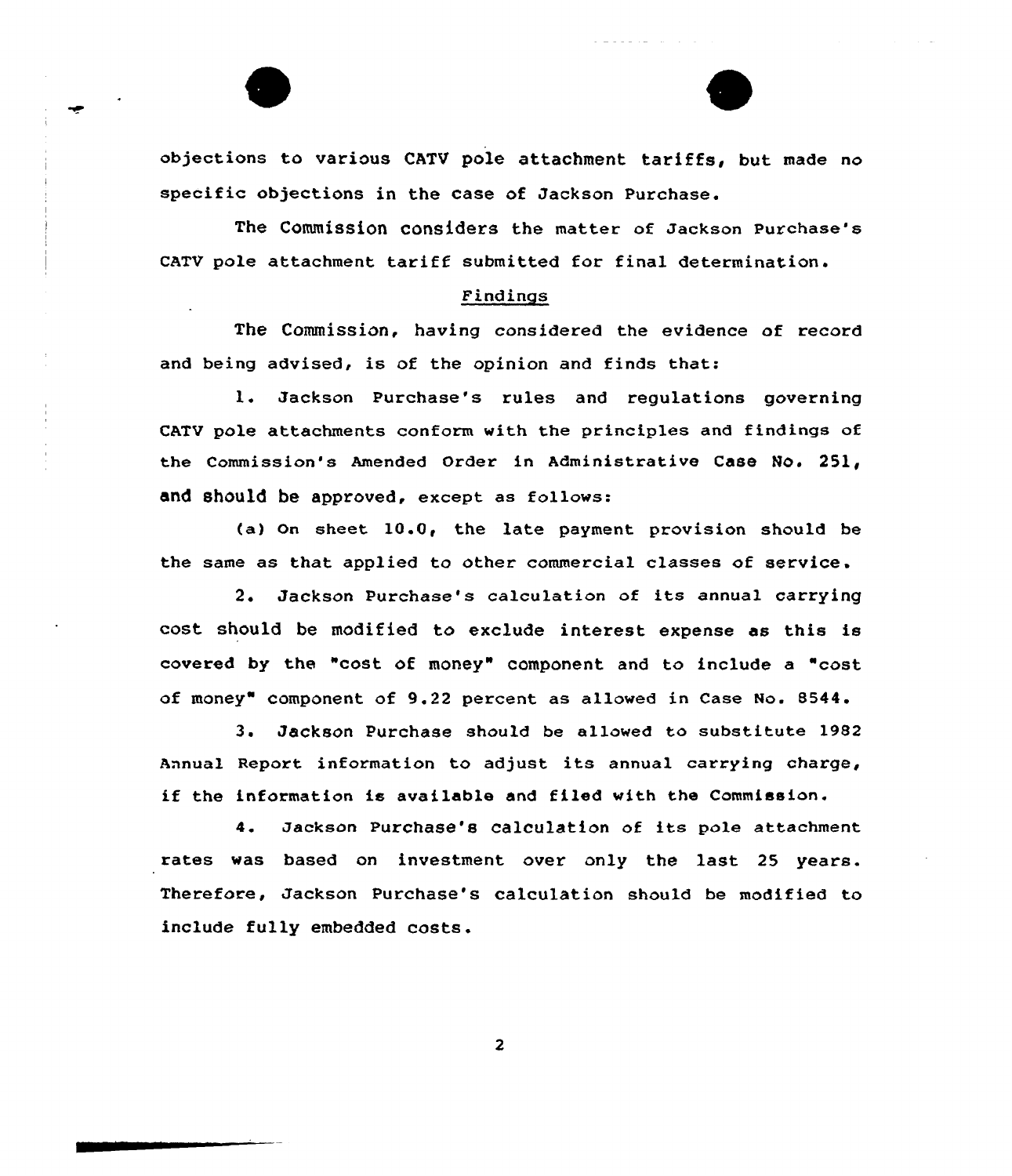objections to various CATV pole attachment tariffs, but made no specific objections in the case of Jackson Purchase.

The Commission considers the matter of Jackson Purchase's CATV pole attachment tariff submitted for final determination.

## Findings

The Commission, having considered the evidence of record and being advised, is of the opinion and finds that:

1. Jackson Purchase's rules and regulations governing CATV pole attachments conform with the principles and findings of the Commission's Amended Order in Administrative Case No. 251, and should be approved, except as follows:

   (a) On sheet 10.0, the late payment provision should be the same as that applied to other commercial classes of service.

2. Jackson Purchase's calculation of its annual carrying cost should be modified to exclude interest expense as this is covered by the "cost of money" component and to include a "cost of money" component of 9.22 percent as allowed in Case No. 8544.

3. Jackson Purchase should be allowed to substitute 1982 Annual Report information to adjust its annual carrying charge, if the information is available and filed with the Commission.

4. Jackson Purchase's calculation of its pole attachment rates was based on investment over only the last 25 years. Therefore, Jackson Purchase's calculation should be modified to include fully embedded costs.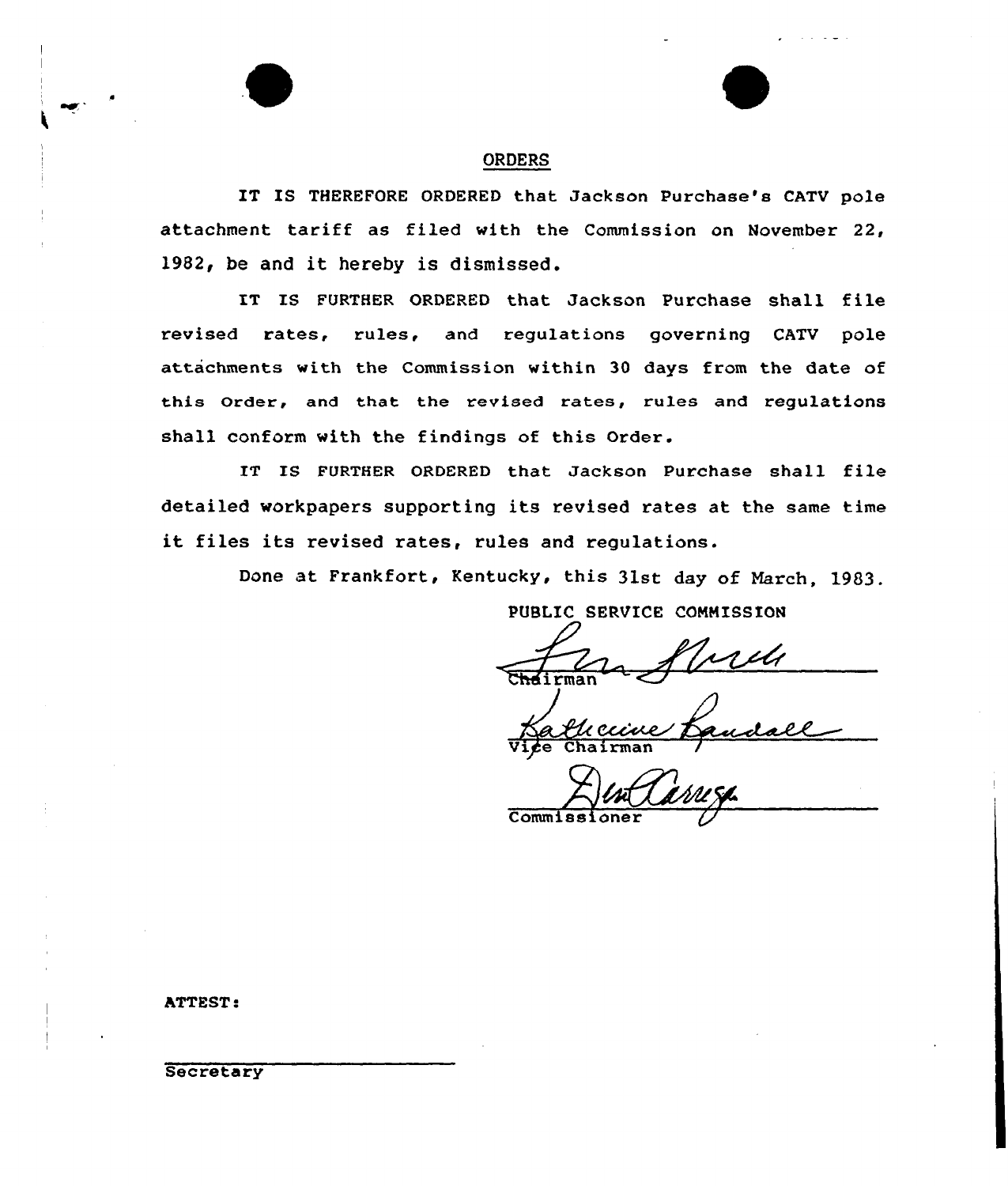## ORDERS

IT IS THEREFORE ORDERED that Jackson Purchase's CATV pole attachment tariff as filed with the Commission on November 22, 1982, be and it hereby is dismissed.

IT IS FURTHER ORDERED that Jackson Purchase shall file revised rates, rules, and regulations governing CATV pole attachments with the Commission within 30 days from the date of this Order, and that the revised rates, rules and regulations shall conform with the findings of this Order.

IT IS FURTHER ORDERED that Jackson Purchase shall file detailed workpapers supporting its revised rates at the same time it files its revised rates, rules and regulations.

Done at Frankfort, Kentucky, this 31st day of March, 1983.

PUBLIC SERVICE COMMISSION

Chairman

Vice Chairman

Commissioner

ATTEST:

Secretary